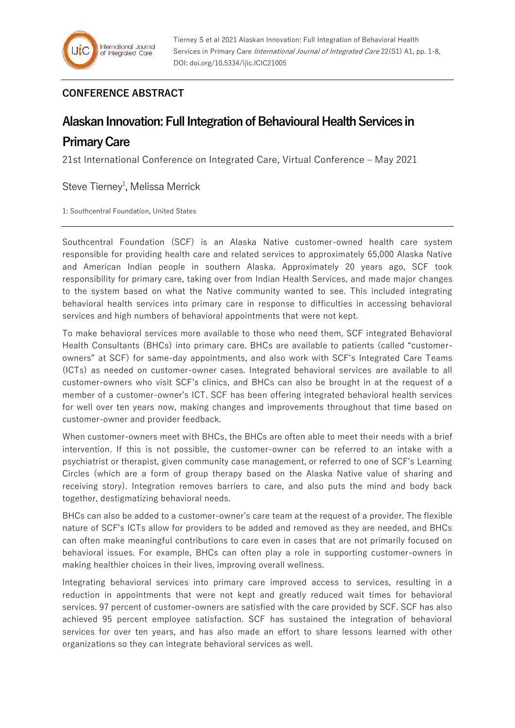## CONFERENCE ABSTRACT

# Alaskan Innovation: Full Integration of Behavioural Health Services in Primary Care

21st International Conference on Integrated Care, Virtual Conference – May 2021

Steve Tierney[1], Melissa Merrick

1: Southcentral Foundation, United States

Southcentral Foundation (SCF) is an Alaska Native customer-owned health care system responsible for providing health care and related services to approximately 65,000 Alaska Native and American Indian people in southern Alaska. Approximately 20 years ago, SCF took responsibility for primary care, taking over from Indian Health Services, and made major changes to the system based on what the Native community wanted to see. This included integrating behavioral health services into primary care in response to difficulties in accessing behavioral services and high numbers of behavioral appointments that were not kept.

To make behavioral services more available to those who need them, SCF integrated Behavioral Health Consultants (BHCs) into primary care. BHCs are available to patients (called "customer-owners" at SCF) for same-day appointments, and also work with SCF's Integrated Care Teams (ICTs) as needed on customer-owner cases. Integrated behavioral services are available to all customer-owners who visit SCF's clinics, and BHCs can also be brought in at the request of a member of a customer-owner's ICT. SCF has been offering integrated behavioral health services for well over ten years now, making changes and improvements throughout that time based on customer-owner and provider feedback.

When customer-owners meet with BHCs, the BHCs are often able to meet their needs with a brief intervention. If this is not possible, the customer-owner can be referred to an intake with a psychiatrist or therapist, given community case management, or referred to one of SCF's Learning Circles (which are a form of group therapy based on the Alaska Native value of sharing and receiving story). Integration removes barriers to care, and also puts the mind and body back together, destigmatizing behavioral needs.

BHCs can also be added to a customer-owner's care team at the request of a provider. The flexible nature of SCF's ICTs allow for providers to be added and removed as they are needed, and BHCs can often make meaningful contributions to care even in cases that are not primarily focused on behavioral issues. For example, BHCs can often play a role in supporting customer-owners in making healthier choices in their lives, improving overall wellness.

Integrating behavioral services into primary care improved access to services, resulting in a reduction in appointments that were not kept and greatly reduced wait times for behavioral services. 97 percent of customer-owners are satisfied with the care provided by SCF. SCF has also achieved 95 percent employee satisfaction. SCF has sustained the integration of behavioral services for over ten years, and has also made an effort to share lessons learned with other organizations so they can integrate behavioral services as well.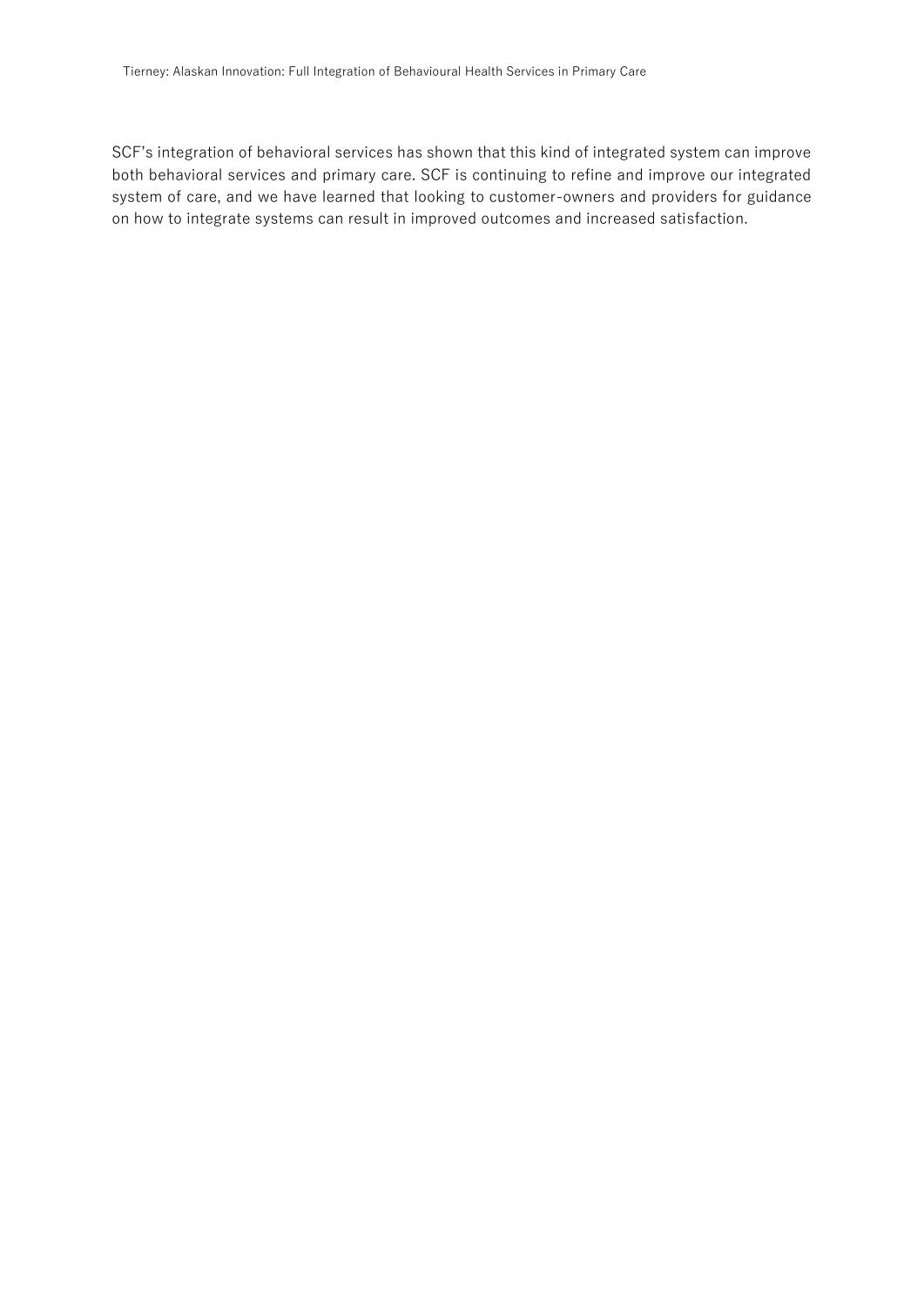SCF's integration of behavioral services has shown that this kind of integrated system can improve both behavioral services and primary care. SCF is continuing to refine and improve our integrated system of care, and we have learned that looking to customer-owners and providers for guidance on how to integrate systems can result in improved outcomes and increased satisfaction.